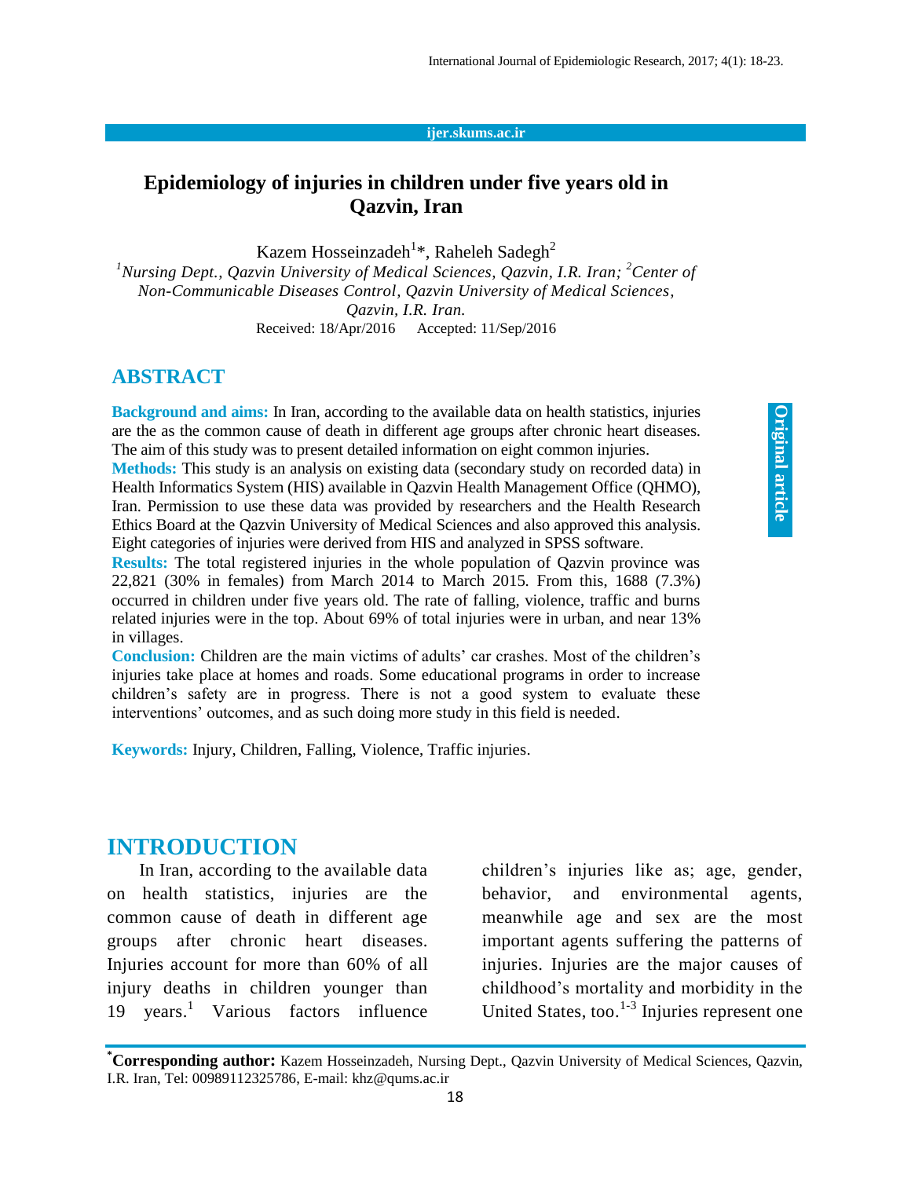# Epidemiology of injuries in children under five years old in Qazvin, Iran

Kazem Hosseinzadeh[1]*, Raheleh Sadegh[2]

[1]*Nursing Dept., Qazvin University of Medical Sciences, Qazvin, I.R. Iran;* [2]*Center of Non-Communicable Diseases Control, Qazvin University of Medical Sciences, Qazvin, I.R. Iran.*

Received: 18/Apr/2016 Accepted: 11/Sep/2016

Original article

## ABSTRACT

**Background and aims:** In Iran, according to the available data on health statistics, injuries are the as the common cause of death in different age groups after chronic heart diseases. The aim of this study was to present detailed information on eight common injuries.

**Methods:** This study is an analysis on existing data (secondary study on recorded data) in Health Informatics System (HIS) available in Qazvin Health Management Office (QHMO), Iran. Permission to use these data was provided by researchers and the Health Research Ethics Board at the Qazvin University of Medical Sciences and also approved this analysis. Eight categories of injuries were derived from HIS and analyzed in SPSS software.

**Results:** The total registered injuries in the whole population of Qazvin province was 22,821 (30% in females) from March 2014 to March 2015. From this, 1688 (7.3%) occurred in children under five years old. The rate of falling, violence, traffic and burns related injuries were in the top. About 69% of total injuries were in urban, and near 13% in villages.

**Conclusion:** Children are the main victims of adults' car crashes. Most of the children's injuries take place at homes and roads. Some educational programs in order to increase children's safety are in progress. There is not a good system to evaluate these interventions' outcomes, and as such doing more study in this field is needed.

**Keywords:** Injury, Children, Falling, Violence, Traffic injuries.

## INTRODUCTION

In Iran, according to the available data on health statistics, injuries are the common cause of death in different age groups after chronic heart diseases. Injuries account for more than 60% of all injury deaths in children younger than 19 years.[1] Various factors influence children's injuries like as; age, gender, behavior, and environmental agents, meanwhile age and sex are the most important agents suffering the patterns of injuries. Injuries are the major causes of childhood's mortality and morbidity in the United States, too.[1-3] Injuries represent one

---

*Corresponding author: Kazem Hosseinzadeh, Nursing Dept., Qazvin University of Medical Sciences, Qazvin, I.R. Iran, Tel: 00989112325786, E-mail: khz@qums.ac.ir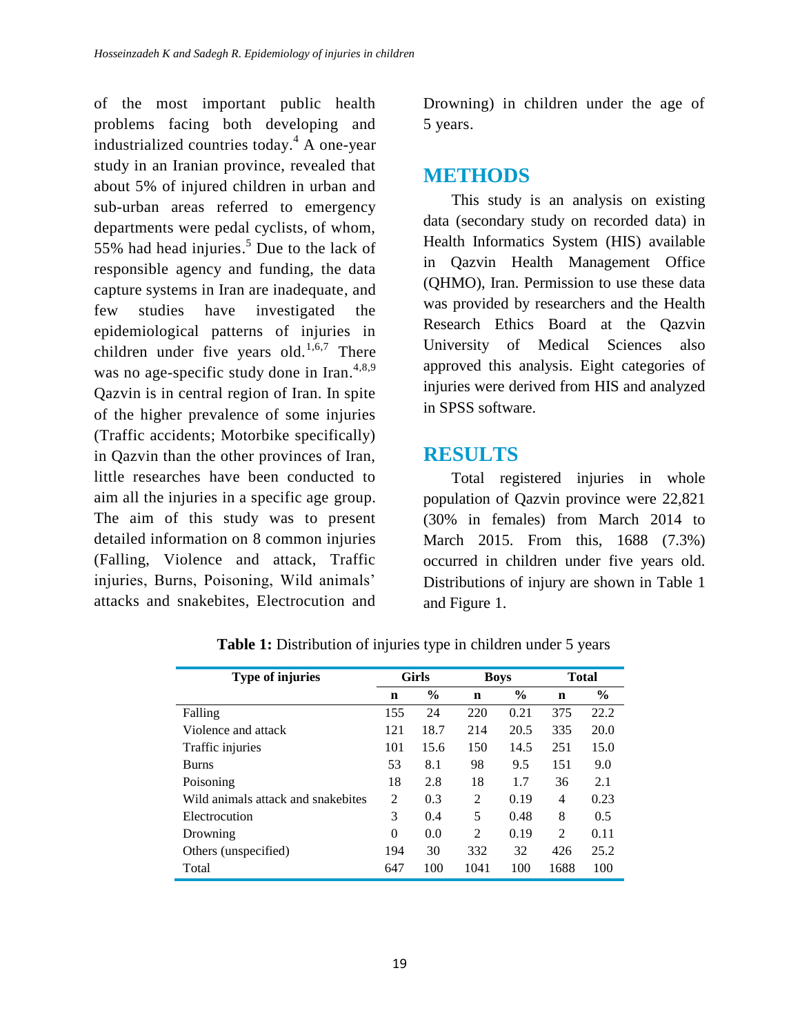of the most important public health problems facing both developing and industrialized countries today.[4] A one-year study in an Iranian province, revealed that about 5% of injured children in urban and sub-urban areas referred to emergency departments were pedal cyclists, of whom, 55% had head injuries.[5] Due to the lack of responsible agency and funding, the data capture systems in Iran are inadequate, and few studies have investigated the epidemiological patterns of injuries in children under five years old.[1,6,7] There was no age-specific study done in Iran.[4,8,9] Qazvin is in central region of Iran. In spite of the higher prevalence of some injuries (Traffic accidents; Motorbike specifically) in Qazvin than the other provinces of Iran, little researches have been conducted to aim all the injuries in a specific age group. The aim of this study was to present detailed information on 8 common injuries (Falling, Violence and attack, Traffic injuries, Burns, Poisoning, Wild animals' attacks and snakebites, Electrocution and Drowning) in children under the age of 5 years.

## METHODS

This study is an analysis on existing data (secondary study on recorded data) in Health Informatics System (HIS) available in Qazvin Health Management Office (QHMO), Iran. Permission to use these data was provided by researchers and the Health Research Ethics Board at the Qazvin University of Medical Sciences also approved this analysis. Eight categories of injuries were derived from HIS and analyzed in SPSS software.

## RESULTS

Total registered injuries in whole population of Qazvin province were 22,821 (30% in females) from March 2014 to March 2015. From this, 1688 (7.3%) occurred in children under five years old. Distributions of injury are shown in Table 1 and Figure 1.

**Table 1:** Distribution of injuries type in children under 5 years

| Type of injuries | Girls | | Boys | | Total | |
|---|---|---|---|---|---|---|
| | **n** | **%** | **n** | **%** | **n** | **%** |
| Falling | 155 | 24 | 220 | 0.21 | 375 | 22.2 |
| Violence and attack | 121 | 18.7 | 214 | 20.5 | 335 | 20.0 |
| Traffic injuries | 101 | 15.6 | 150 | 14.5 | 251 | 15.0 |
| Burns | 53 | 8.1 | 98 | 9.5 | 151 | 9.0 |
| Poisoning | 18 | 2.8 | 18 | 1.7 | 36 | 2.1 |
| Wild animals attack and snakebites | 2 | 0.3 | 2 | 0.19 | 4 | 0.23 |
| Electrocution | 3 | 0.4 | 5 | 0.48 | 8 | 0.5 |
| Drowning | 0 | 0.0 | 2 | 0.19 | 2 | 0.11 |
| Others (unspecified) | 194 | 30 | 332 | 32 | 426 | 25.2 |
| Total | 647 | 100 | 1041 | 100 | 1688 | 100 |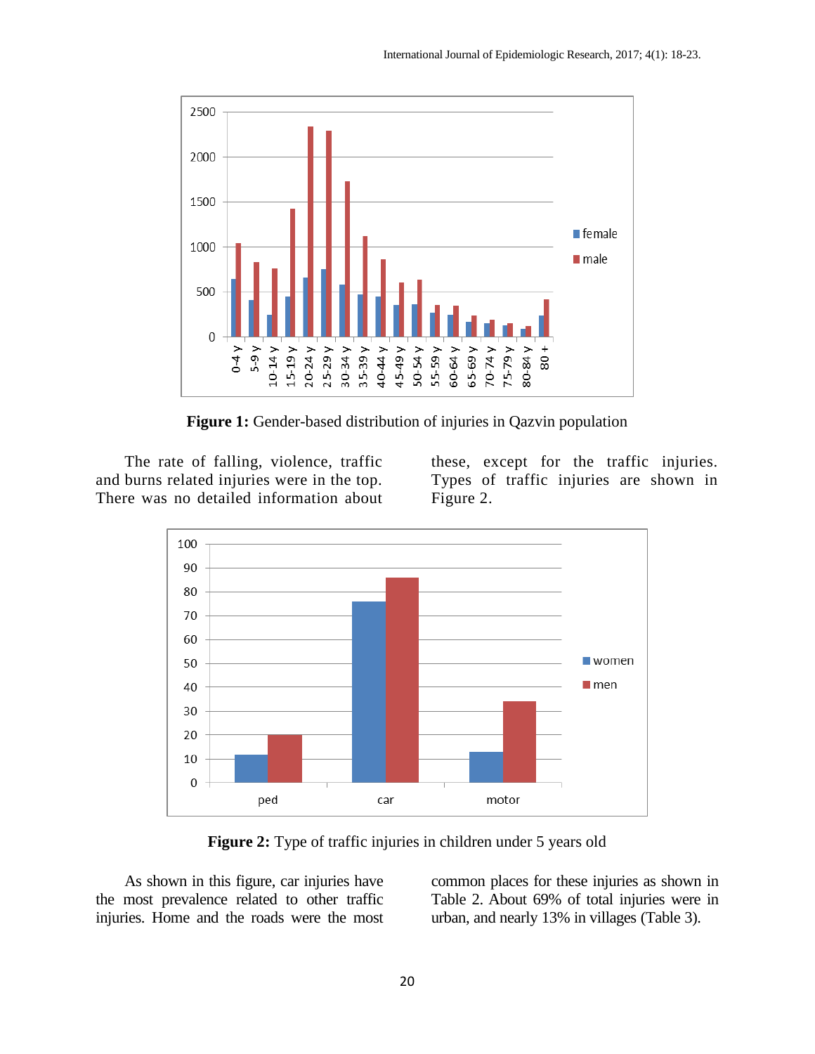**Figure 1:** Gender-based distribution of injuries in Qazvin population

The rate of falling, violence, traffic and burns related injuries were in the top. There was no detailed information about these, except for the traffic injuries. Types of traffic injuries are shown in Figure 2.

**Figure 2:** Type of traffic injuries in children under 5 years old

As shown in this figure, car injuries have the most prevalence related to other traffic injuries. Home and the roads were the most common places for these injuries as shown in Table 2. About 69% of total injuries were in urban, and nearly 13% in villages (Table 3).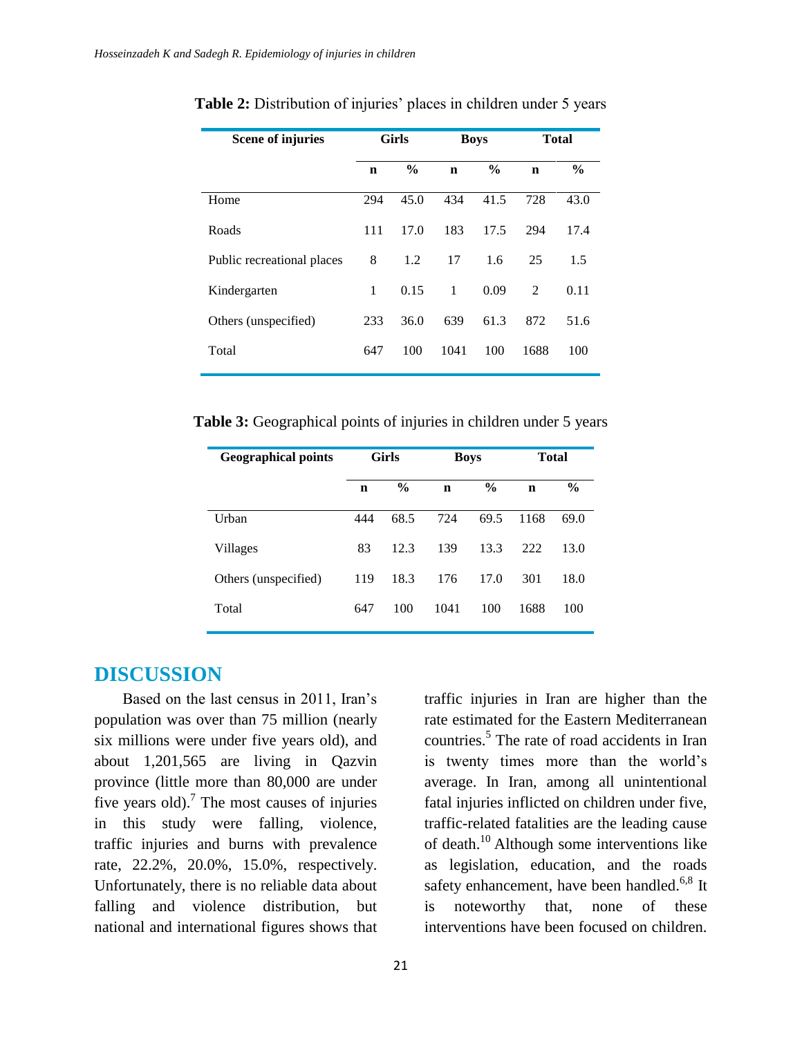**Table 2:** Distribution of injuries' places in children under 5 years

| Scene of injuries | Girls | | Boys | | Total | |
|---|---|---|---|---|---|---|
| | n | % | n | % | n | % |
| Home | 294 | 45.0 | 434 | 41.5 | 728 | 43.0 |
| Roads | 111 | 17.0 | 183 | 17.5 | 294 | 17.4 |
| Public recreational places | 8 | 1.2 | 17 | 1.6 | 25 | 1.5 |
| Kindergarten | 1 | 0.15 | 1 | 0.09 | 2 | 0.11 |
| Others (unspecified) | 233 | 36.0 | 639 | 61.3 | 872 | 51.6 |
| Total | 647 | 100 | 1041 | 100 | 1688 | 100 |

**Table 3:** Geographical points of injuries in children under 5 years

| Geographical points | Girls | | Boys | | Total | |
|---|---|---|---|---|---|---|
| | n | % | n | % | n | % |
| Urban | 444 | 68.5 | 724 | 69.5 | 1168 | 69.0 |
| Villages | 83 | 12.3 | 139 | 13.3 | 222 | 13.0 |
| Others (unspecified) | 119 | 18.3 | 176 | 17.0 | 301 | 18.0 |
| Total | 647 | 100 | 1041 | 100 | 1688 | 100 |

## DISCUSSION

Based on the last census in 2011, Iran's population was over than 75 million (nearly six millions were under five years old), and about 1,201,565 are living in Qazvin province (little more than 80,000 are under five years old).[7] The most causes of injuries in this study were falling, violence, traffic injuries and burns with prevalence rate, 22.2%, 20.0%, 15.0%, respectively. Unfortunately, there is no reliable data about falling and violence distribution, but national and international figures shows that traffic injuries in Iran are higher than the rate estimated for the Eastern Mediterranean countries.[5] The rate of road accidents in Iran is twenty times more than the world's average. In Iran, among all unintentional fatal injuries inflicted on children under five, traffic-related fatalities are the leading cause of death.[10] Although some interventions like as legislation, education, and the roads safety enhancement, have been handled.[6,8] It is noteworthy that, none of these interventions have been focused on children.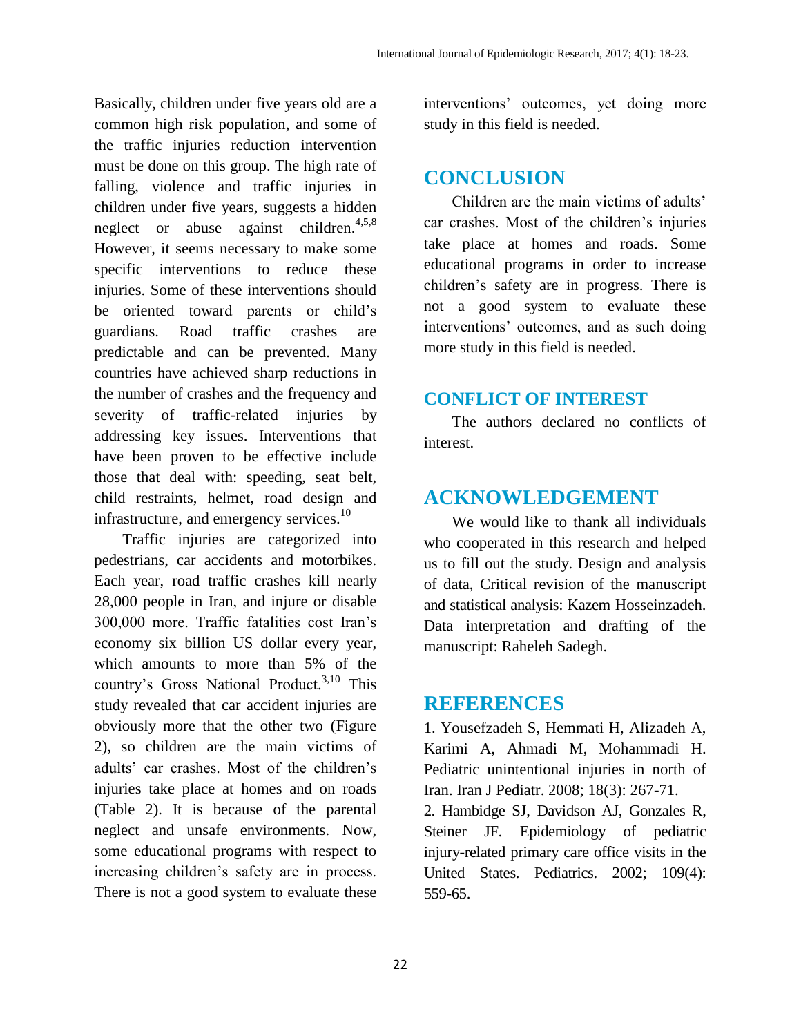Basically, children under five years old are a common high risk population, and some of the traffic injuries reduction intervention must be done on this group. The high rate of falling, violence and traffic injuries in children under five years, suggests a hidden neglect or abuse against children.[4,5,8] However, it seems necessary to make some specific interventions to reduce these injuries. Some of these interventions should be oriented toward parents or child's guardians. Road traffic crashes are predictable and can be prevented. Many countries have achieved sharp reductions in the number of crashes and the frequency and severity of traffic-related injuries by addressing key issues. Interventions that have been proven to be effective include those that deal with: speeding, seat belt, child restraints, helmet, road design and infrastructure, and emergency services.[10]

Traffic injuries are categorized into pedestrians, car accidents and motorbikes. Each year, road traffic crashes kill nearly 28,000 people in Iran, and injure or disable 300,000 more. Traffic fatalities cost Iran's economy six billion US dollar every year, which amounts to more than 5% of the country's Gross National Product.[3,10] This study revealed that car accident injuries are obviously more that the other two (Figure 2), so children are the main victims of adults' car crashes. Most of the children's injuries take place at homes and on roads (Table 2). It is because of the parental neglect and unsafe environments. Now, some educational programs with respect to increasing children's safety are in process. There is not a good system to evaluate these interventions' outcomes, yet doing more study in this field is needed.

## CONCLUSION

Children are the main victims of adults' car crashes. Most of the children's injuries take place at homes and roads. Some educational programs in order to increase children's safety are in progress. There is not a good system to evaluate these interventions' outcomes, and as such doing more study in this field is needed.

### CONFLICT OF INTEREST

The authors declared no conflicts of interest.

## ACKNOWLEDGEMENT

We would like to thank all individuals who cooperated in this research and helped us to fill out the study. Design and analysis of data, Critical revision of the manuscript and statistical analysis: Kazem Hosseinzadeh. Data interpretation and drafting of the manuscript: Raheleh Sadegh.

## REFERENCES

1. Yousefzadeh S, Hemmati H, Alizadeh A, Karimi A, Ahmadi M, Mohammadi H. Pediatric unintentional injuries in north of Iran. Iran J Pediatr. 2008; 18(3): 267-71.
2. Hambidge SJ, Davidson AJ, Gonzales R, Steiner JF. Epidemiology of pediatric injury-related primary care office visits in the United States. Pediatrics. 2002; 109(4): 559-65.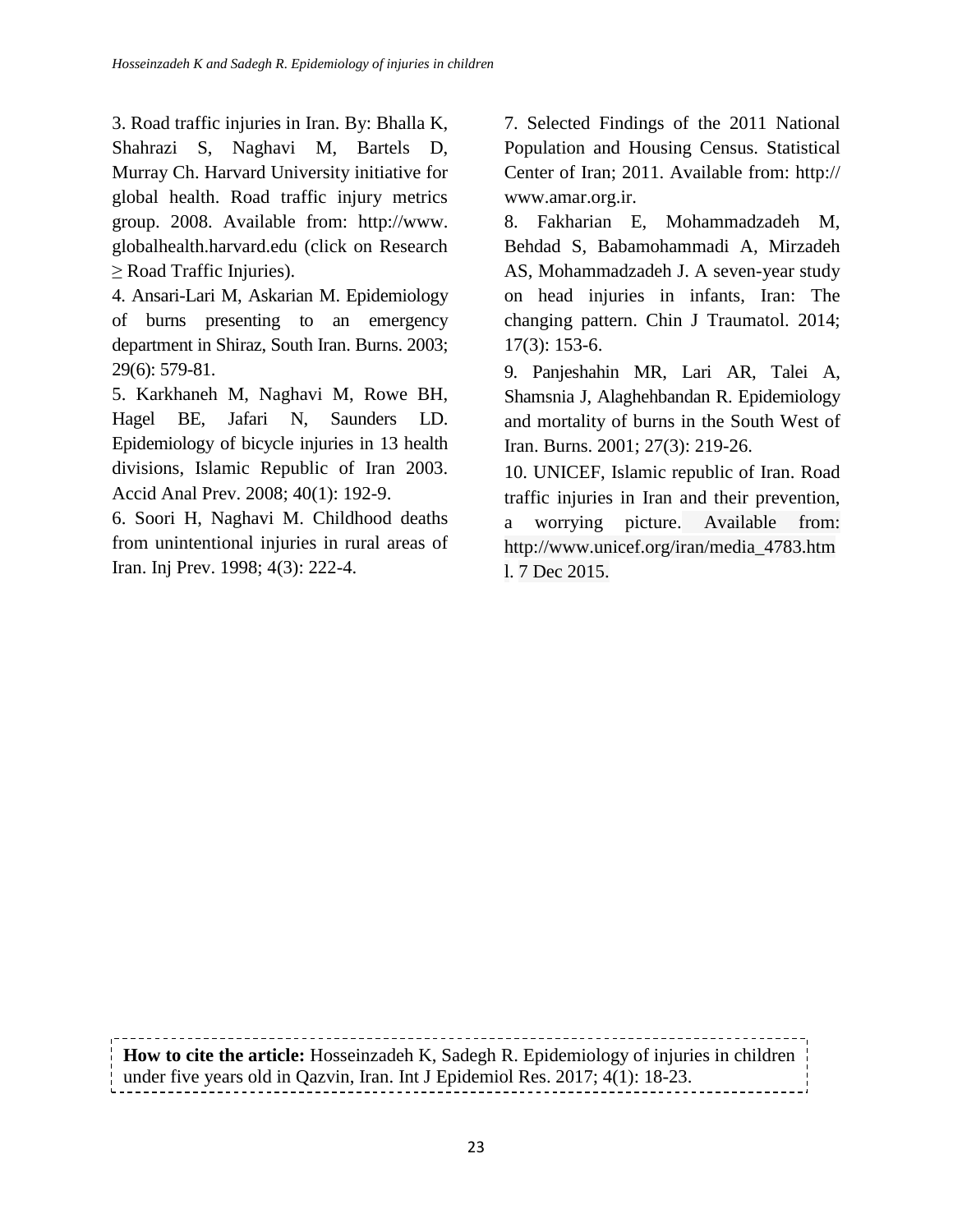3. Road traffic injuries in Iran. By: Bhalla K, Shahrazi S, Naghavi M, Bartels D, Murray Ch. Harvard University initiative for global health. Road traffic injury metrics group. 2008. Available from: http://www.globalhealth.harvard.edu (click on Research ≥ Road Traffic Injuries).

4. Ansari-Lari M, Askarian M. Epidemiology of burns presenting to an emergency department in Shiraz, South Iran. Burns. 2003; 29(6): 579-81.

5. Karkhaneh M, Naghavi M, Rowe BH, Hagel BE, Jafari N, Saunders LD. Epidemiology of bicycle injuries in 13 health divisions, Islamic Republic of Iran 2003. Accid Anal Prev. 2008; 40(1): 192-9.

6. Soori H, Naghavi M. Childhood deaths from unintentional injuries in rural areas of Iran. Inj Prev. 1998; 4(3): 222-4.

7. Selected Findings of the 2011 National Population and Housing Census. Statistical Center of Iran; 2011. Available from: http://www.amar.org.ir.

8. Fakharian E, Mohammadzadeh M, Behdad S, Babamohammadi A, Mirzadeh AS, Mohammadzadeh J. A seven-year study on head injuries in infants, Iran: The changing pattern. Chin J Traumatol. 2014; 17(3): 153-6.

9. Panjeshahin MR, Lari AR, Talei A, Shamsnia J, Alaghehbandan R. Epidemiology and mortality of burns in the South West of Iran. Burns. 2001; 27(3): 219-26.

10. UNICEF, Islamic republic of Iran. Road traffic injuries in Iran and their prevention, a worrying picture. Available from: http://www.unicef.org/iran/media_4783.html. 7 Dec 2015.

**How to cite the article:** Hosseinzadeh K, Sadegh R. Epidemiology of injuries in children under five years old in Qazvin, Iran. Int J Epidemiol Res. 2017; 4(1): 18-23.